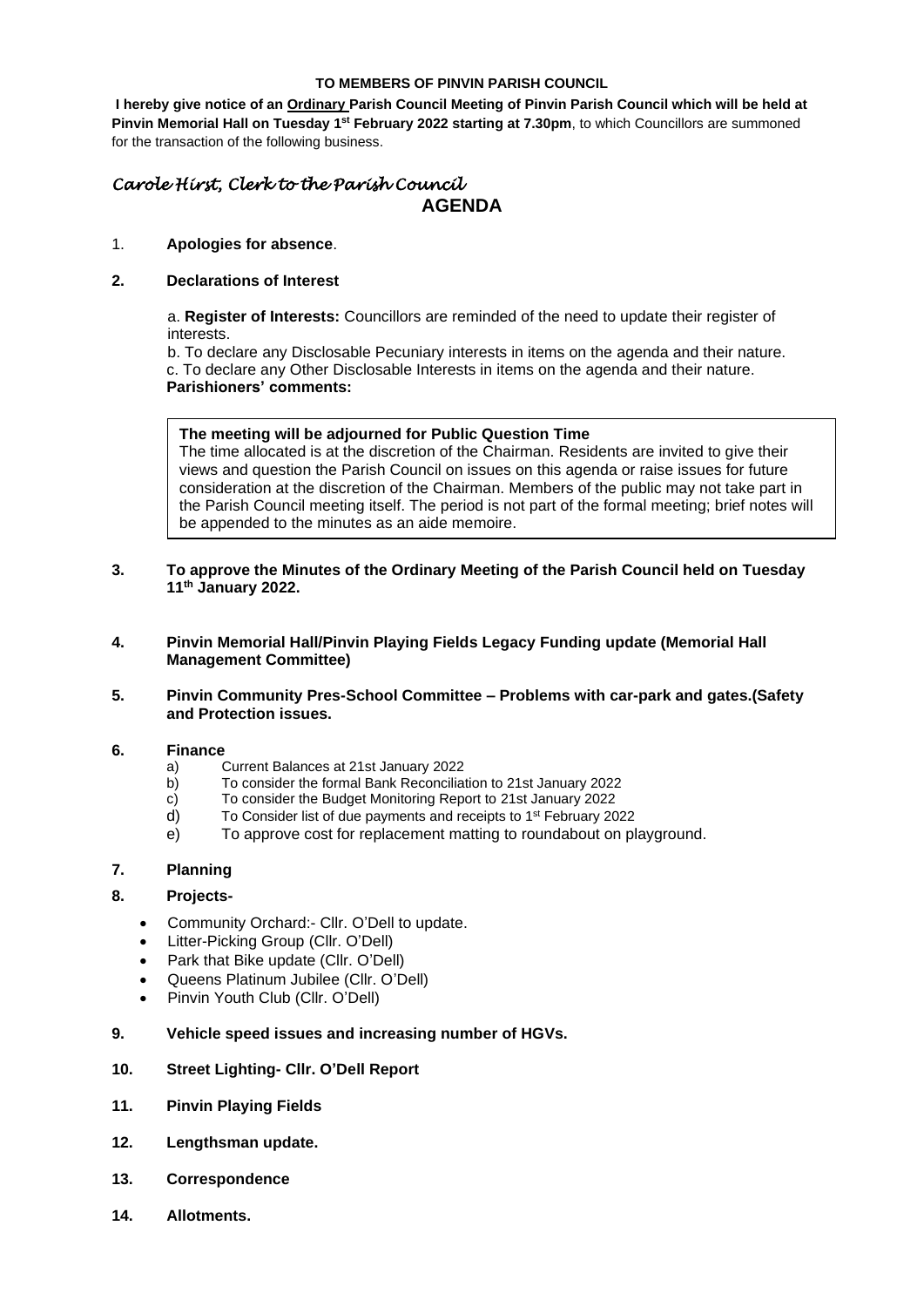**TO MEMBERS OF PINVIN PARISH COUNCIL**

**I hereby give notice of an <u>Ordinary</u> Parish Council Meeting of Pinvin Parish Council which will be held at Pinvin Memorial Hall on Tuesday 1st February 2022 starting at 7.30pm**, to which Councillors are summoned for the transaction of the following business.

*Carole Hirst, Clerk to the Parish Council*

# AGENDA

1. **Apologies for absence**.

2. **Declarations of Interest**

   a. **Register of Interests:** Councillors are reminded of the need to update their register of interests.
   
   b. To declare any Disclosable Pecuniary interests in items on the agenda and their nature.
   
   c. To declare any Other Disclosable Interests in items on the agenda and their nature.
   
   **Parishioners' comments:**

   > **The meeting will be adjourned for Public Question Time**
   > The time allocated is at the discretion of the Chairman. Residents are invited to give their views and question the Parish Council on issues on this agenda or raise issues for future consideration at the discretion of the Chairman. Members of the public may not take part in the Parish Council meeting itself. The period is not part of the formal meeting; brief notes will be appended to the minutes as an aide memoire.

3. **To approve the Minutes of the Ordinary Meeting of the Parish Council held on Tuesday 11th January 2022.**

4. **Pinvin Memorial Hall/Pinvin Playing Fields Legacy Funding update (Memorial Hall Management Committee)**

5. **Pinvin Community Pres-School Committee – Problems with car-park and gates.(Safety and Protection issues.**

6. **Finance**
   - a) Current Balances at 21st January 2022
   - b) To consider the formal Bank Reconciliation to 21st January 2022
   - c) To consider the Budget Monitoring Report to 21st January 2022
   - d) To Consider list of due payments and receipts to 1st February 2022
   - e) To approve cost for replacement matting to roundabout on playground.

7. **Planning**

8. **Projects-**
   - Community Orchard:- Cllr. O'Dell to update.
   - Litter-Picking Group (Cllr. O'Dell)
   - Park that Bike update (Cllr. O'Dell)
   - Queens Platinum Jubilee (Cllr. O'Dell)
   - Pinvin Youth Club (Cllr. O'Dell)

9. **Vehicle speed issues and increasing number of HGVs.**

10. **Street Lighting- Cllr. O'Dell Report**

11. **Pinvin Playing Fields**

12. **Lengthsman update.**

13. **Correspondence**

14. **Allotments.**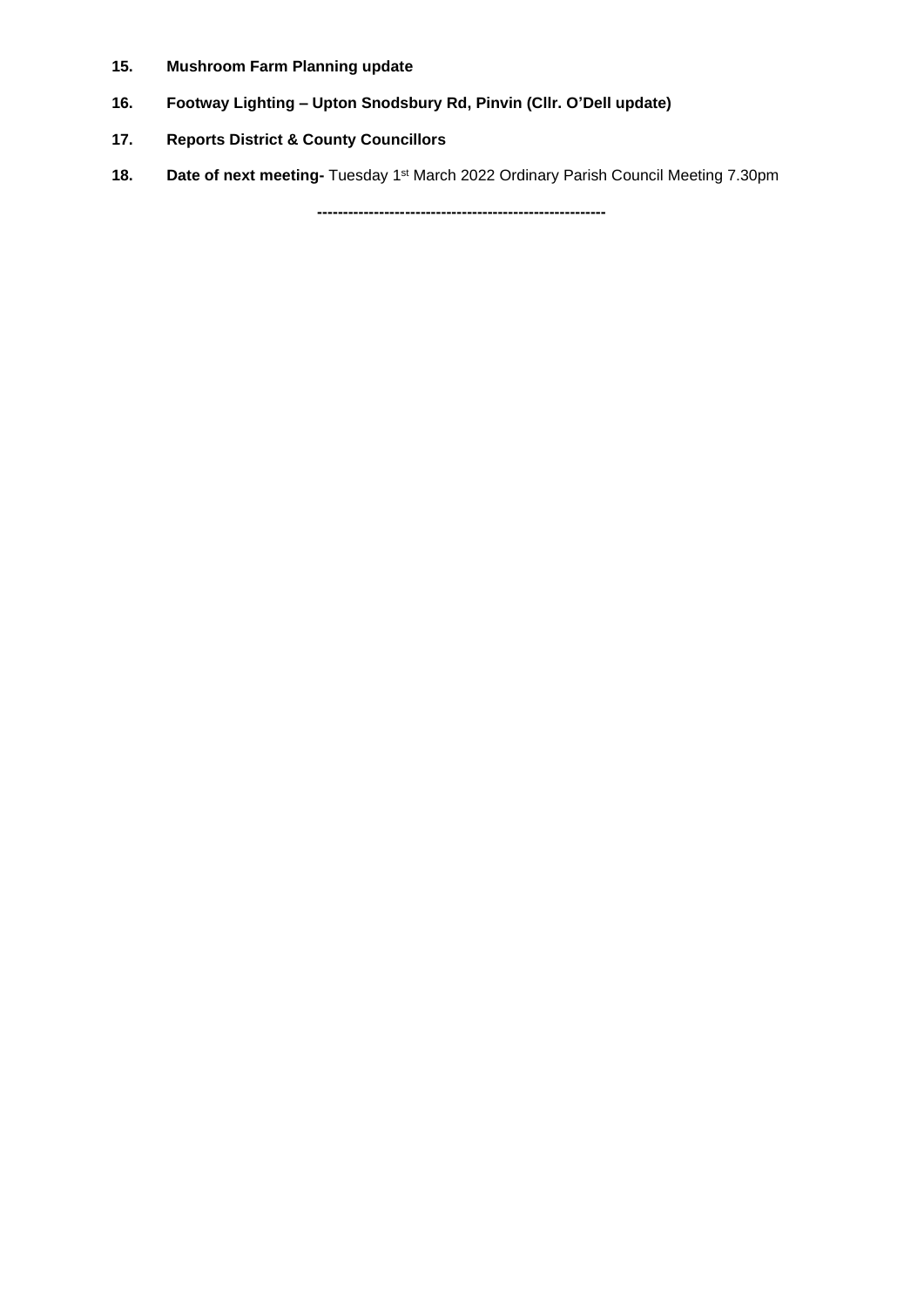**15. Mushroom Farm Planning update**

**16. Footway Lighting – Upton Snodsbury Rd, Pinvin (Cllr. O'Dell update)**

**17. Reports District & County Councillors**

**18. Date of next meeting-** Tuesday 1st March 2022 Ordinary Parish Council Meeting 7.30pm

---------------------------------------------------------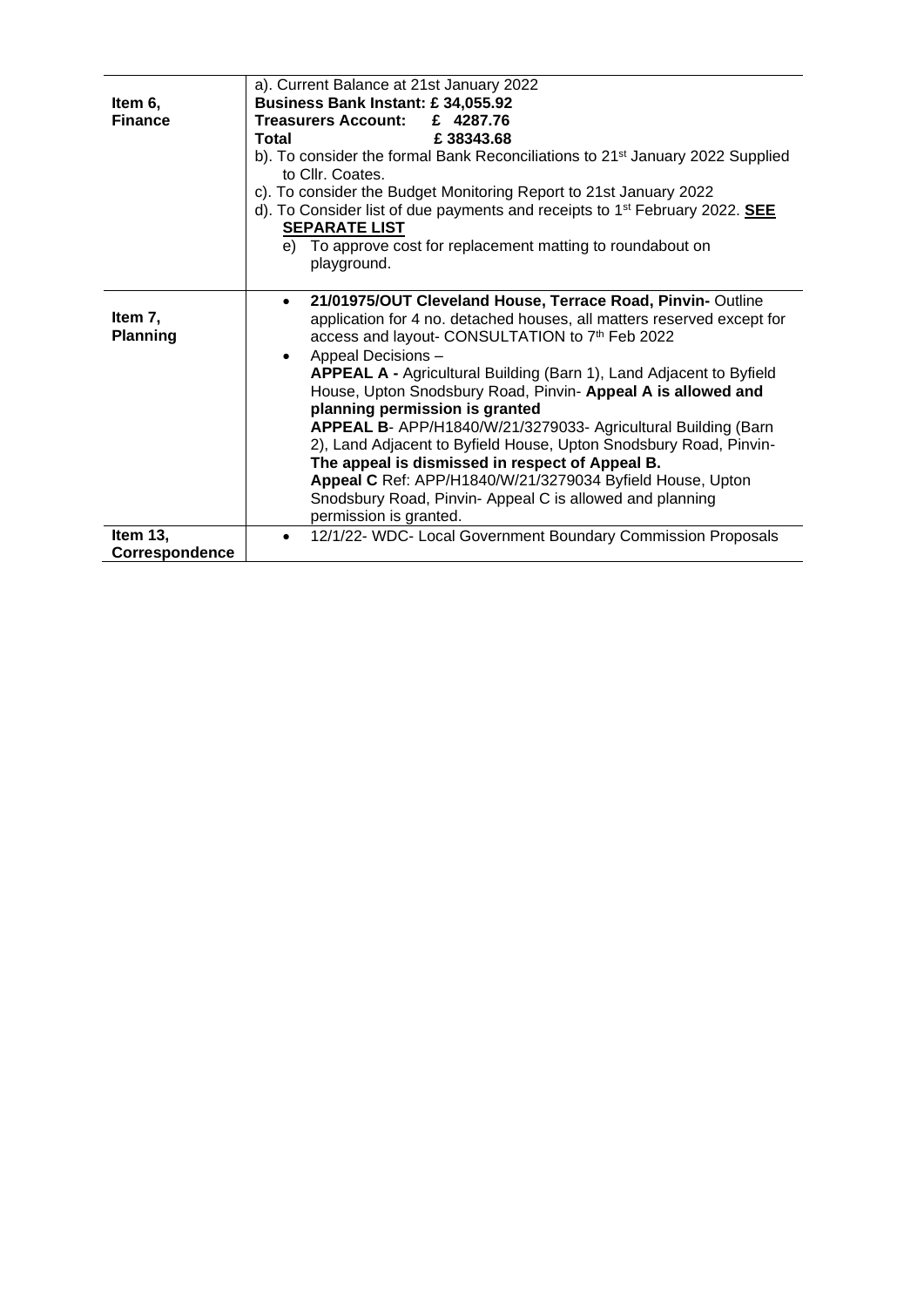| | |
|---|---|
| **Item 6, Finance** | a). Current Balance at 21st January 2022<br>**Business Bank Instant: £ 34,055.92**<br>**Treasurers Account: £ 4287.76**<br>**Total £ 38343.68**<br>b). To consider the formal Bank Reconciliations to 21st January 2022 Supplied to Cllr. Coates.<br>c). To consider the Budget Monitoring Report to 21st January 2022<br>d). To Consider list of due payments and receipts to 1st February 2022. **<u>SEE SEPARATE LIST</u>**<br>e) To approve cost for replacement matting to roundabout on playground. |
| **Item 7, Planning** | • **21/01975/OUT Cleveland House, Terrace Road, Pinvin-** Outline application for 4 no. detached houses, all matters reserved except for access and layout- CONSULTATION to 7th Feb 2022<br>• Appeal Decisions –<br>**APPEAL A -** Agricultural Building (Barn 1), Land Adjacent to Byfield House, Upton Snodsbury Road, Pinvin- **Appeal A is allowed and planning permission is granted**<br>**APPEAL B**- APP/H1840/W/21/3279033- Agricultural Building (Barn 2), Land Adjacent to Byfield House, Upton Snodsbury Road, Pinvin- **The appeal is dismissed in respect of Appeal B.**<br>**Appeal C** Ref: APP/H1840/W/21/3279034 Byfield House, Upton Snodsbury Road, Pinvin- Appeal C is allowed and planning permission is granted. |
| **Item 13, Correspondence** | • 12/1/22- WDC- Local Government Boundary Commission Proposals |